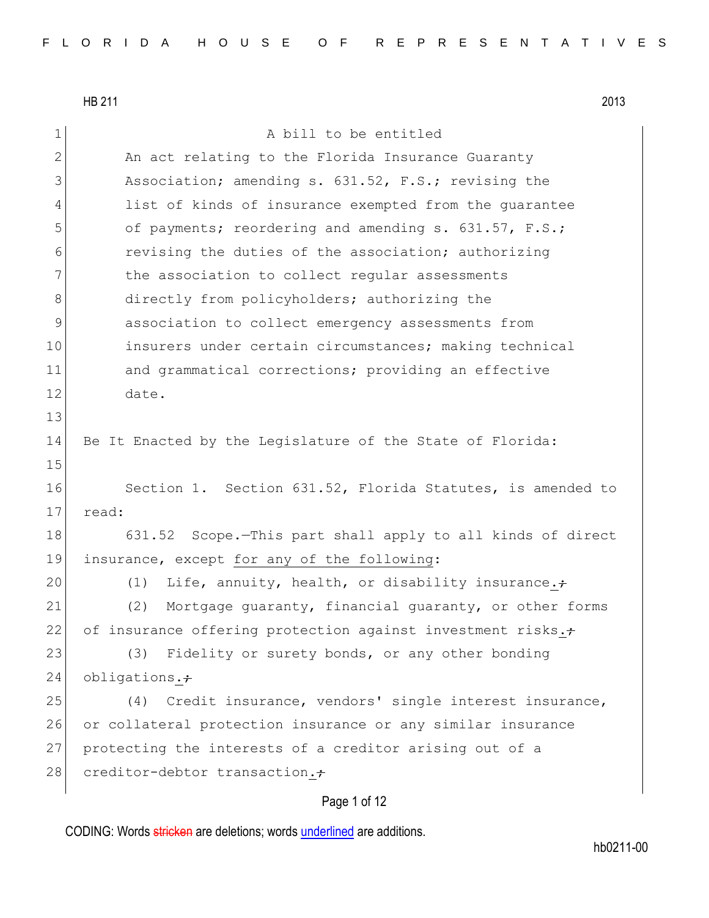HB 211 2013

A bill to be entitled

An act relating to the Florida Insurance Guaranty Association; amending s. 631.52, F.S.; revising the list of kinds of insurance exempted from the guarantee of payments; reordering and amending s. 631.57, F.S.; revising the duties of the association; authorizing the association to collect regular assessments directly from policyholders; authorizing the association to collect emergency assessments from insurers under certain circumstances; making technical and grammatical corrections; providing an effective date.

Be It Enacted by the Legislature of the State of Florida:

Section 1. Section 631.52, Florida Statutes, is amended to read:

631.52 Scope.—This part shall apply to all kinds of direct insurance, except for any of the following:

(1) Life, annuity, health, or disability insurance.;

(2) Mortgage guaranty, financial guaranty, or other forms of insurance offering protection against investment risks.;

(3) Fidelity or surety bonds, or any other bonding obligations.;

(4) Credit insurance, vendors' single interest insurance, or collateral protection insurance or any similar insurance protecting the interests of a creditor arising out of a creditor-debtor transaction.;

CODING: Words stricken are deletions; words underlined are additions.

hb0211-00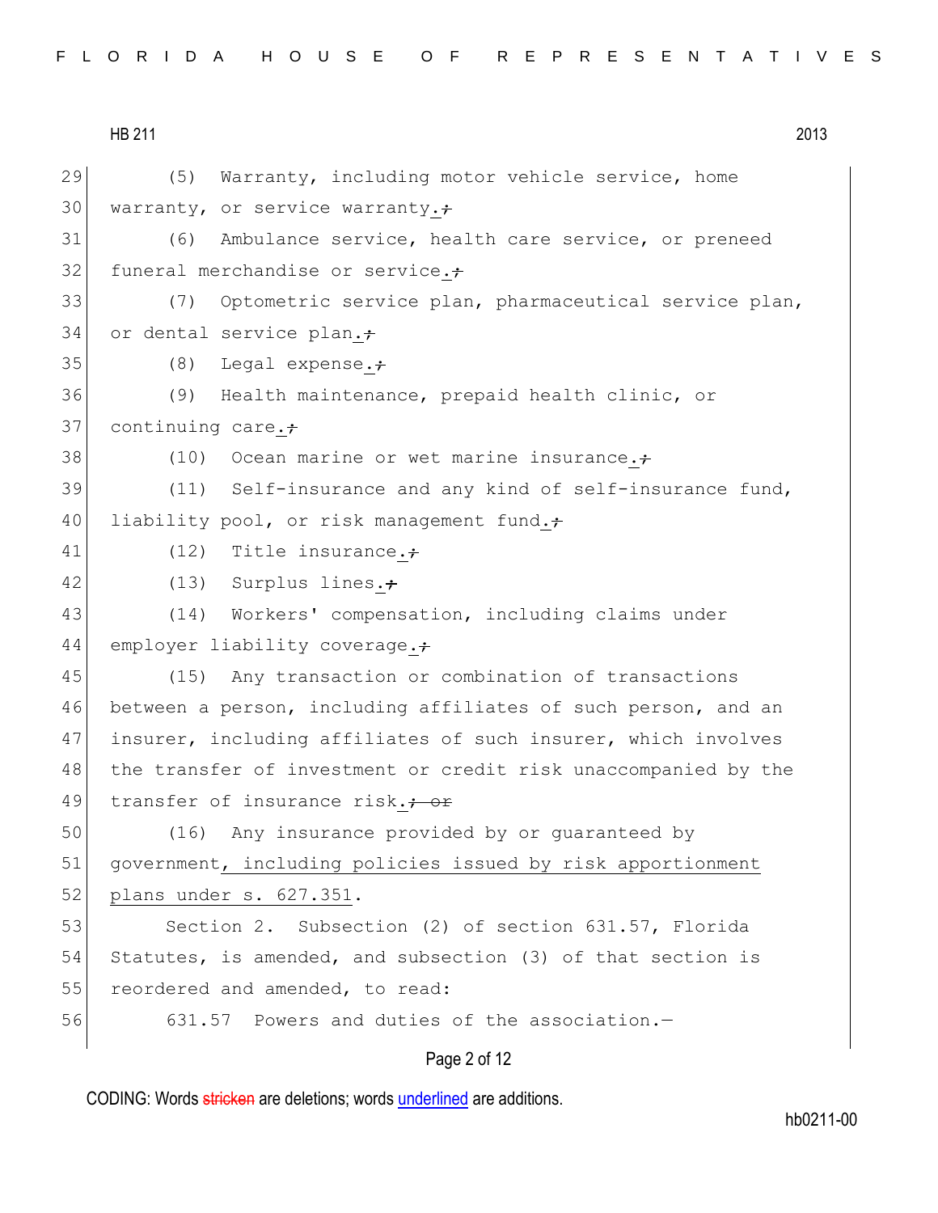(5) Warranty, including motor vehicle service, home warranty, or service warranty.~~;~~

(6) Ambulance service, health care service, or preneed funeral merchandise or service.~~;~~

(7) Optometric service plan, pharmaceutical service plan, or dental service plan.~~;~~

(8) Legal expense.~~;~~

(9) Health maintenance, prepaid health clinic, or continuing care.~~;~~

(10) Ocean marine or wet marine insurance.~~;~~

(11) Self-insurance and any kind of self-insurance fund, liability pool, or risk management fund.~~;~~

(12) Title insurance.~~;~~

(13) Surplus lines.~~;~~

(14) Workers' compensation, including claims under employer liability coverage.~~;~~

(15) Any transaction or combination of transactions between a person, including affiliates of such person, and an insurer, including affiliates of such insurer, which involves the transfer of investment or credit risk unaccompanied by the transfer of insurance risk.~~; or~~

(16) Any insurance provided by or guaranteed by government, including policies issued by risk apportionment plans under s. 627.351.

Section 2. Subsection (2) of section 631.57, Florida Statutes, is amended, and subsection (3) of that section is reordered and amended, to read:

631.57 Powers and duties of the association.—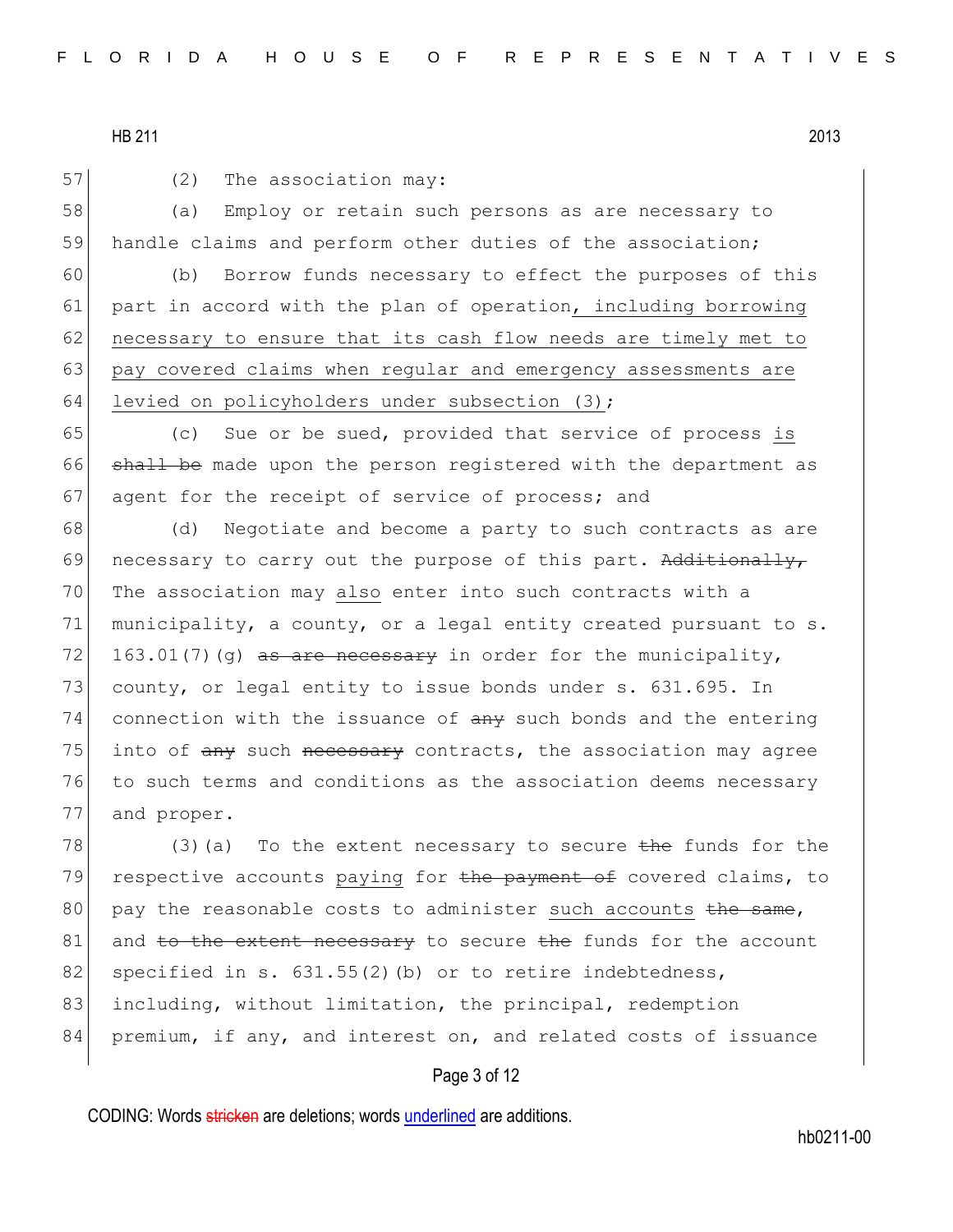(2) The association may:

(a) Employ or retain such persons as are necessary to handle claims and perform other duties of the association;

(b) Borrow funds necessary to effect the purposes of this part in accord with the plan of operation, including borrowing necessary to ensure that its cash flow needs are timely met to pay covered claims when regular and emergency assessments are levied on policyholders under subsection (3);

(c) Sue or be sued, provided that service of process is ~~shall be~~ made upon the person registered with the department as agent for the receipt of service of process; and

(d) Negotiate and become a party to such contracts as are necessary to carry out the purpose of this part. ~~Additionally,~~ The association may also enter into such contracts with a municipality, a county, or a legal entity created pursuant to s. 163.01(7)(g) ~~as are necessary~~ in order for the municipality, county, or legal entity to issue bonds under s. 631.695. In connection with the issuance of ~~any~~ such bonds and the entering into of ~~any~~ such ~~necessary~~ contracts, the association may agree to such terms and conditions as the association deems necessary and proper.

(3)(a) To the extent necessary to secure ~~the~~ funds for the respective accounts paying for ~~the payment of~~ covered claims, to pay the reasonable costs to administer such accounts ~~the same~~, and ~~to the extent necessary~~ to secure ~~the~~ funds for the account specified in s. 631.55(2)(b) or to retire indebtedness, including, without limitation, the principal, redemption premium, if any, and interest on, and related costs of issuance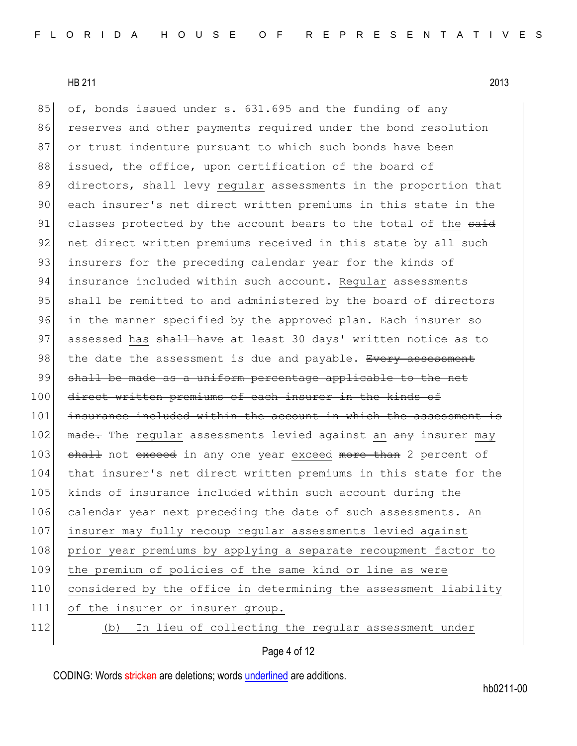of, bonds issued under s. 631.695 and the funding of any reserves and other payments required under the bond resolution or trust indenture pursuant to which such bonds have been issued, the office, upon certification of the board of directors, shall levy <u>regular</u> assessments in the proportion that each insurer's net direct written premiums in this state in the classes protected by the account bears to the total of <u>the</u> ~~said~~ net direct written premiums received in this state by all such insurers for the preceding calendar year for the kinds of insurance included within such account. <u>Regular</u> assessments shall be remitted to and administered by the board of directors in the manner specified by the approved plan. Each insurer so assessed <u>has</u> ~~shall have~~ at least 30 days' written notice as to the date the assessment is due and payable. ~~Every assessment shall be made as a uniform percentage applicable to the net direct written premiums of each insurer in the kinds of insurance included within the account in which the assessment is made.~~ The <u>regular</u> assessments levied against <u>an</u> ~~any~~ insurer <u>may</u> ~~shall~~ not ~~exceed~~ in any one year <u>exceed</u> ~~more than~~ 2 percent of that insurer's net direct written premiums in this state for the kinds of insurance included within such account during the calendar year next preceding the date of such assessments. <u>An insurer may fully recoup regular assessments levied against prior year premiums by applying a separate recoupment factor to the premium of policies of the same kind or line as were considered by the office in determining the assessment liability of the insurer or insurer group.</u>

<u>(b) In lieu of collecting the regular assessment under</u>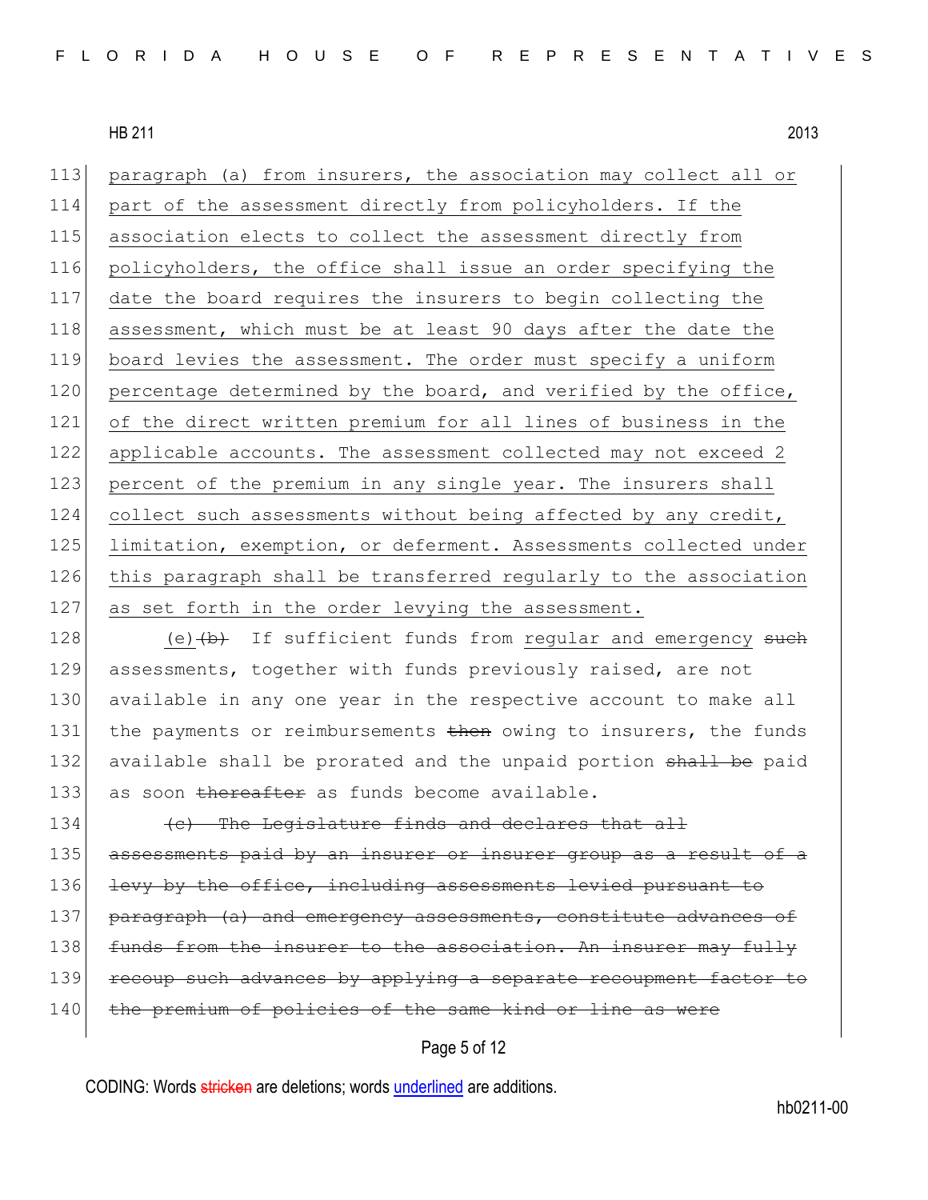113 paragraph (a) from insurers, the association may collect all or
114 part of the assessment directly from policyholders. If the
115 association elects to collect the assessment directly from
116 policyholders, the office shall issue an order specifying the
117 date the board requires the insurers to begin collecting the
118 assessment, which must be at least 90 days after the date the
119 board levies the assessment. The order must specify a uniform
120 percentage determined by the board, and verified by the office,
121 of the direct written premium for all lines of business in the
122 applicable accounts. The assessment collected may not exceed 2
123 percent of the premium in any single year. The insurers shall
124 collect such assessments without being affected by any credit,
125 limitation, exemption, or deferment. Assessments collected under
126 this paragraph shall be transferred regularly to the association
127 as set forth in the order levying the assessment.

128 (e)~~(b)~~ If sufficient funds from regular and emergency ~~such~~
129 assessments, together with funds previously raised, are not
130 available in any one year in the respective account to make all
131 the payments or reimbursements ~~then~~ owing to insurers, the funds
132 available shall be prorated and the unpaid portion ~~shall be~~ paid
133 as soon ~~thereafter~~ as funds become available.

134 ~~(c) The Legislature finds and declares that all~~
135 ~~assessments paid by an insurer or insurer group as a result of a~~
136 ~~levy by the office, including assessments levied pursuant to~~
137 ~~paragraph (a) and emergency assessments, constitute advances of~~
138 ~~funds from the insurer to the association. An insurer may fully~~
139 ~~recoup such advances by applying a separate recoupment factor to~~
140 ~~the premium of policies of the same kind or line as were~~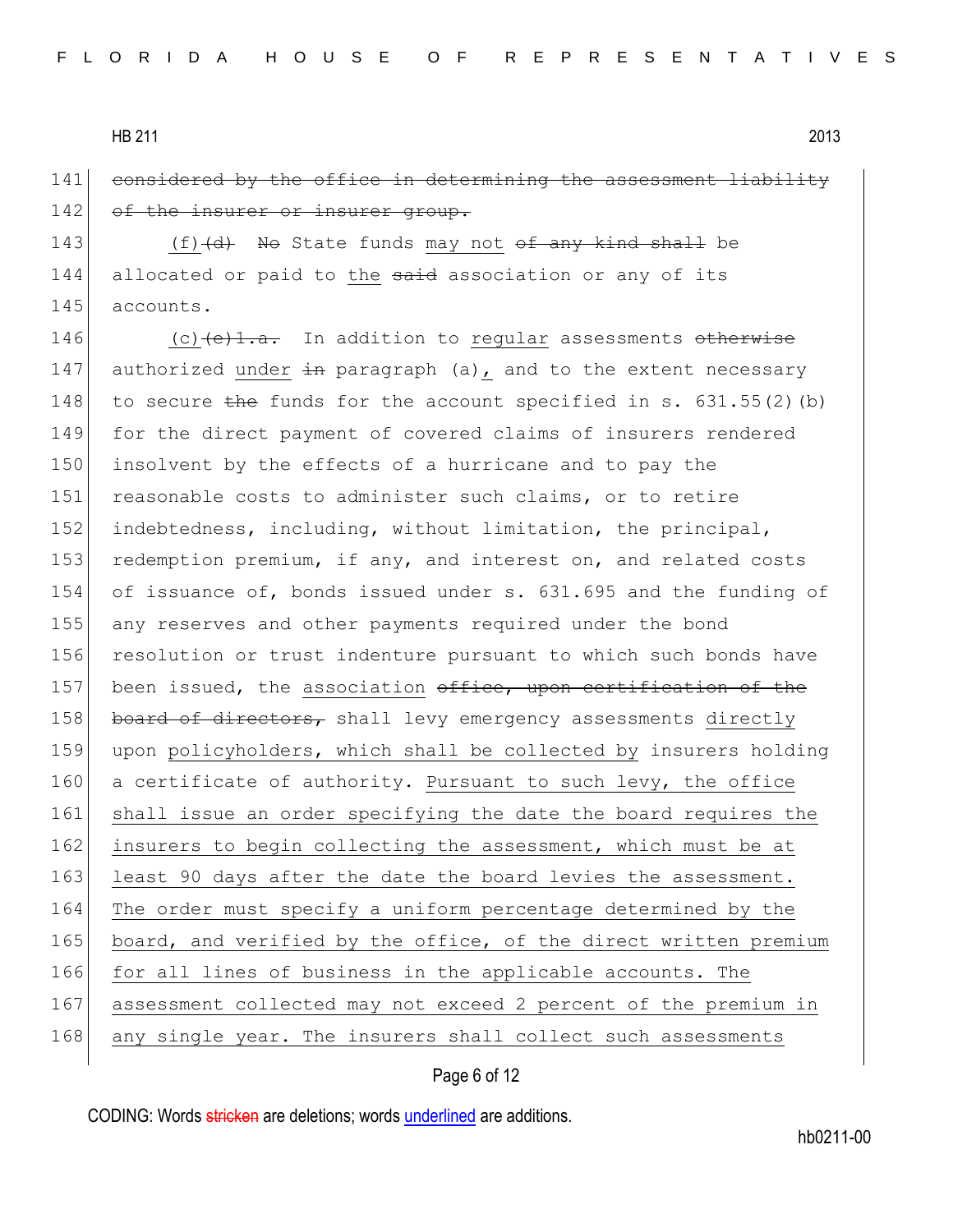141 ~~considered by the office in determining the assessment liability~~
142 ~~of the insurer or insurer group.~~

143 (f)~~(d)~~ ~~No~~ State funds may not ~~of any kind shall~~ be
144 allocated or paid to the ~~said~~ association or any of its
145 accounts.

146 (c)~~(e)1.a.~~ In addition to regular assessments ~~otherwise~~
147 authorized under ~~in~~ paragraph (a), and to the extent necessary
148 to secure ~~the~~ funds for the account specified in s. 631.55(2)(b)
149 for the direct payment of covered claims of insurers rendered
150 insolvent by the effects of a hurricane and to pay the
151 reasonable costs to administer such claims, or to retire
152 indebtedness, including, without limitation, the principal,
153 redemption premium, if any, and interest on, and related costs
154 of issuance of, bonds issued under s. 631.695 and the funding of
155 any reserves and other payments required under the bond
156 resolution or trust indenture pursuant to which such bonds have
157 been issued, the association ~~office, upon certification of the~~
158 ~~board of directors,~~ shall levy emergency assessments directly
159 upon policyholders, which shall be collected by insurers holding
160 a certificate of authority. Pursuant to such levy, the office
161 shall issue an order specifying the date the board requires the
162 insurers to begin collecting the assessment, which must be at
163 least 90 days after the date the board levies the assessment.
164 The order must specify a uniform percentage determined by the
165 board, and verified by the office, of the direct written premium
166 for all lines of business in the applicable accounts. The
167 assessment collected may not exceed 2 percent of the premium in
168 any single year. The insurers shall collect such assessments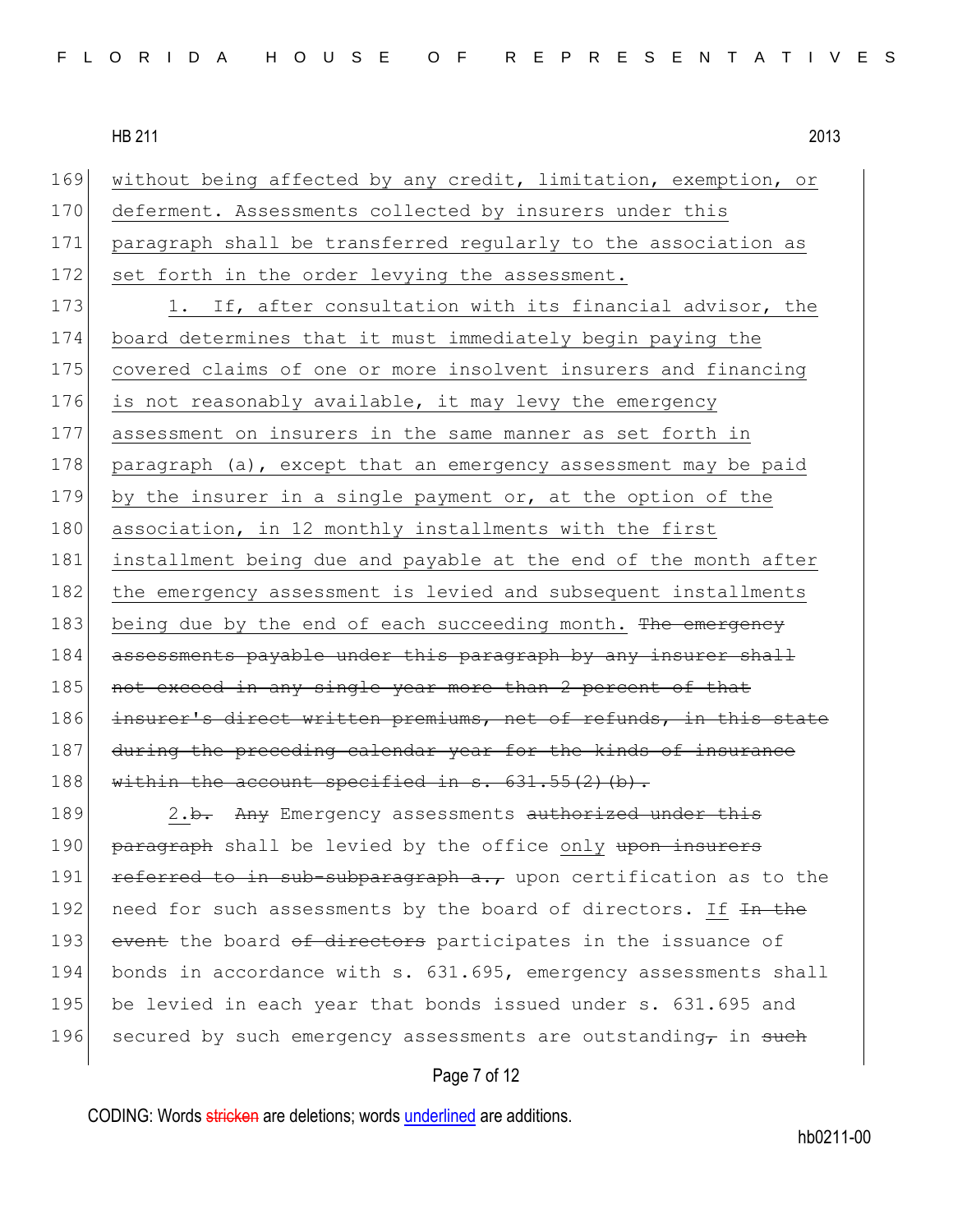169 without being affected by any credit, limitation, exemption, or
170 deferment. Assessments collected by insurers under this
171 paragraph shall be transferred regularly to the association as
172 set forth in the order levying the assessment.

173 1. If, after consultation with its financial advisor, the
174 board determines that it must immediately begin paying the
175 covered claims of one or more insolvent insurers and financing
176 is not reasonably available, it may levy the emergency
177 assessment on insurers in the same manner as set forth in
178 paragraph (a), except that an emergency assessment may be paid
179 by the insurer in a single payment or, at the option of the
180 association, in 12 monthly installments with the first
181 installment being due and payable at the end of the month after
182 the emergency assessment is levied and subsequent installments
183 being due by the end of each succeeding month. ~~The emergency~~
184 ~~assessments payable under this paragraph by any insurer shall~~
185 ~~not exceed in any single year more than 2 percent of that~~
186 ~~insurer's direct written premiums, net of refunds, in this state~~
187 ~~during the preceding calendar year for the kinds of insurance~~
188 ~~within the account specified in s. 631.55(2)(b).~~

189 2.~~b.~~ ~~Any~~ Emergency assessments ~~authorized under this~~
190 ~~paragraph~~ shall be levied by the office only ~~upon insurers~~
191 ~~referred to in sub-subparagraph a.,~~ upon certification as to the
192 need for such assessments by the board of directors. If ~~In the~~
193 ~~event~~ the board ~~of directors~~ participates in the issuance of
194 bonds in accordance with s. 631.695, emergency assessments shall
195 be levied in each year that bonds issued under s. 631.695 and
196 secured by such emergency assessments are outstanding~~,~~ in ~~such~~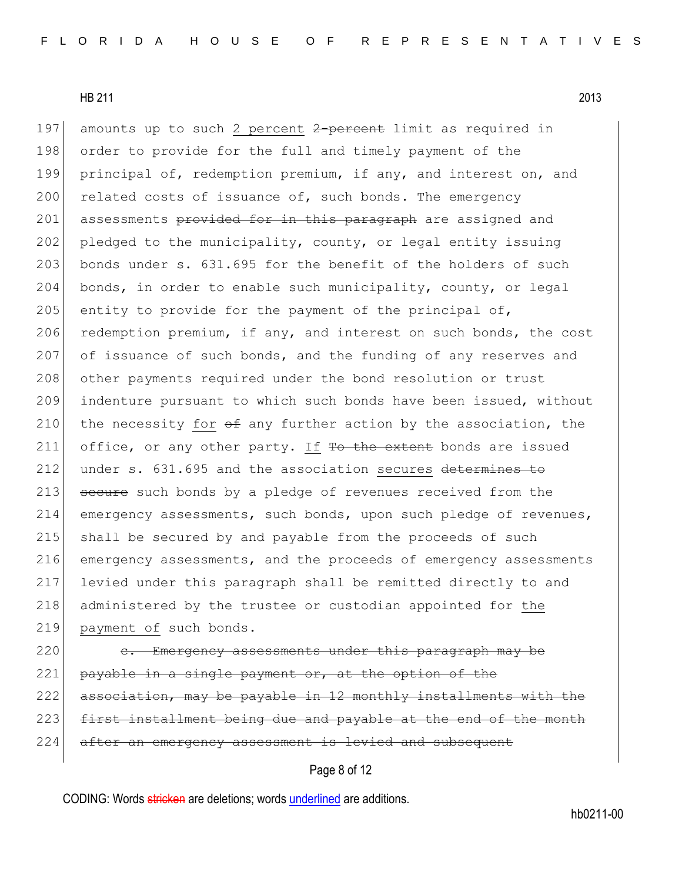197 amounts up to such <u>2 percent</u> ~~2-percent~~ limit as required in
198 order to provide for the full and timely payment of the
199 principal of, redemption premium, if any, and interest on, and
200 related costs of issuance of, such bonds. The emergency
201 assessments ~~provided for in this paragraph~~ are assigned and
202 pledged to the municipality, county, or legal entity issuing
203 bonds under s. 631.695 for the benefit of the holders of such
204 bonds, in order to enable such municipality, county, or legal
205 entity to provide for the payment of the principal of,
206 redemption premium, if any, and interest on such bonds, the cost
207 of issuance of such bonds, and the funding of any reserves and
208 other payments required under the bond resolution or trust
209 indenture pursuant to which such bonds have been issued, without
210 the necessity <u>for</u> ~~of~~ any further action by the association, the
211 office, or any other party. <u>If</u> ~~To the extent~~ bonds are issued
212 under s. 631.695 and the association <u>secures</u> ~~determines to~~
213 ~~secure~~ such bonds by a pledge of revenues received from the
214 emergency assessments, such bonds, upon such pledge of revenues,
215 shall be secured by and payable from the proceeds of such
216 emergency assessments, and the proceeds of emergency assessments
217 levied under this paragraph shall be remitted directly to and
218 administered by the trustee or custodian appointed for <u>the</u>
219 <u>payment of</u> such bonds.

220 ~~c. Emergency assessments under this paragraph may be~~
221 ~~payable in a single payment or, at the option of the~~
222 ~~association, may be payable in 12 monthly installments with the~~
223 ~~first installment being due and payable at the end of the month~~
224 ~~after an emergency assessment is levied and subsequent~~

CODING: Words ~~stricken~~ are deletions; words <u>underlined</u> are additions.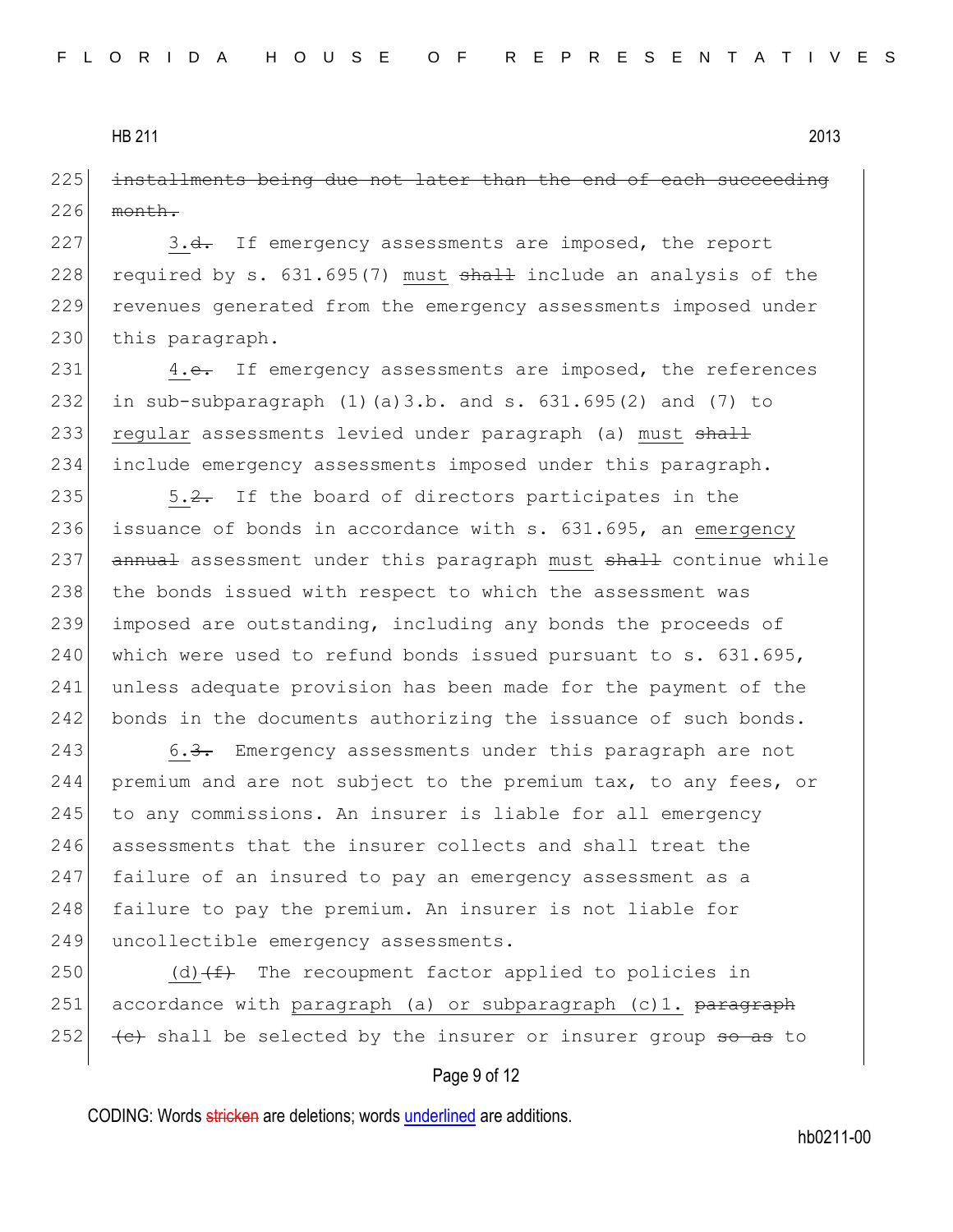225 ~~installments being due not later than the end of each succeeding~~
226 ~~month.~~

227 3.~~d.~~ If emergency assessments are imposed, the report
228 required by s. 631.695(7) must ~~shall~~ include an analysis of the
229 revenues generated from the emergency assessments imposed under
230 this paragraph.

231 4.~~e.~~ If emergency assessments are imposed, the references
232 in sub-subparagraph (1)(a)3.b. and s. 631.695(2) and (7) to
233 regular assessments levied under paragraph (a) must ~~shall~~
234 include emergency assessments imposed under this paragraph.

235 5.~~2.~~ If the board of directors participates in the
236 issuance of bonds in accordance with s. 631.695, an emergency
237 ~~annual~~ assessment under this paragraph must ~~shall~~ continue while
238 the bonds issued with respect to which the assessment was
239 imposed are outstanding, including any bonds the proceeds of
240 which were used to refund bonds issued pursuant to s. 631.695,
241 unless adequate provision has been made for the payment of the
242 bonds in the documents authorizing the issuance of such bonds.

243 6.~~3.~~ Emergency assessments under this paragraph are not
244 premium and are not subject to the premium tax, to any fees, or
245 to any commissions. An insurer is liable for all emergency
246 assessments that the insurer collects and shall treat the
247 failure of an insured to pay an emergency assessment as a
248 failure to pay the premium. An insurer is not liable for
249 uncollectible emergency assessments.

250 (d)~~(f)~~ The recoupment factor applied to policies in
251 accordance with paragraph (a) or subparagraph (c)1. ~~paragraph~~
252 ~~(c)~~ shall be selected by the insurer or insurer group ~~so as~~ to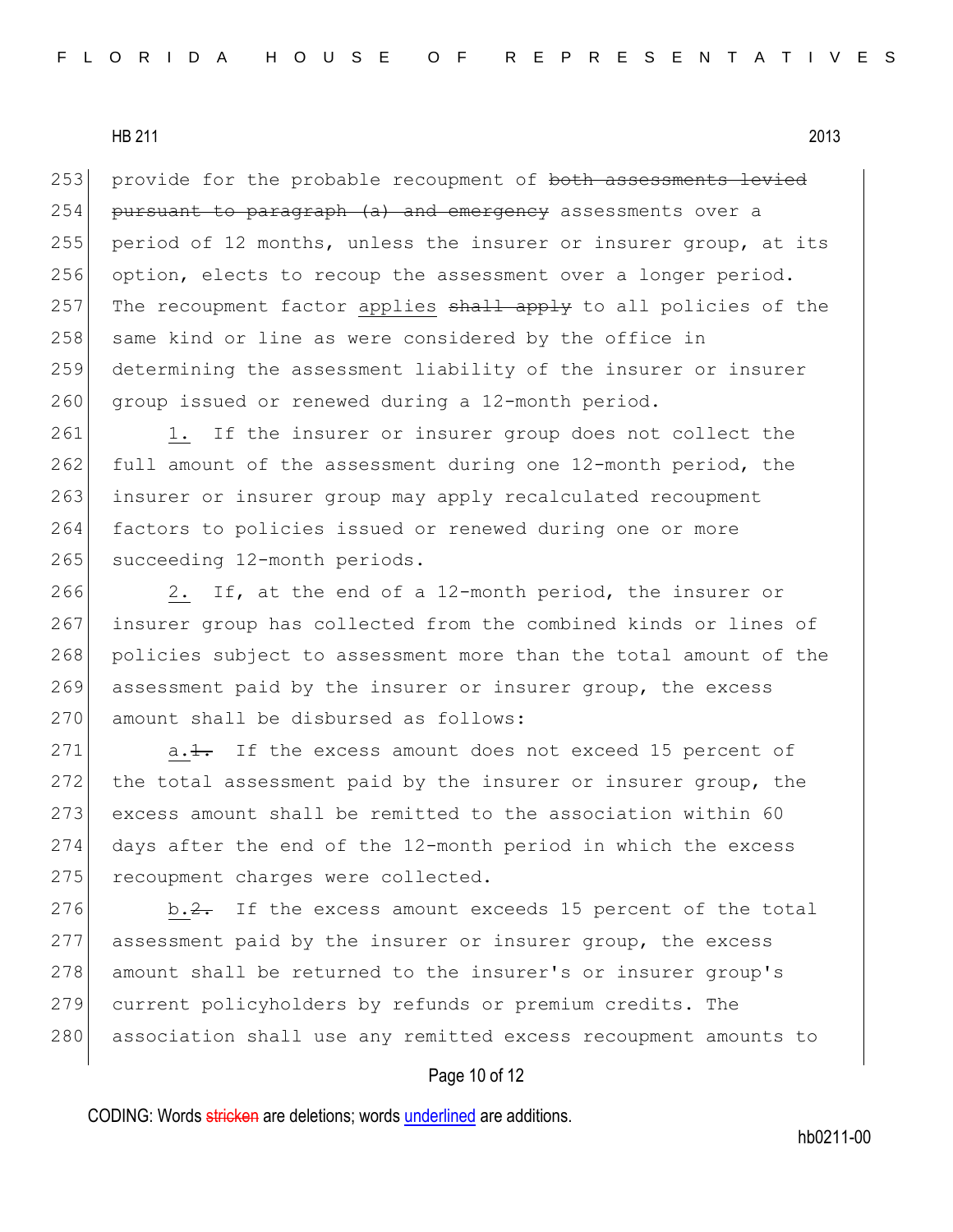provide for the probable recoupment of ~~both assessments levied pursuant to paragraph (a) and emergency~~ assessments over a period of 12 months, unless the insurer or insurer group, at its option, elects to recoup the assessment over a longer period. The recoupment factor <u>applies</u> ~~shall apply~~ to all policies of the same kind or line as were considered by the office in determining the assessment liability of the insurer or insurer group issued or renewed during a 12-month period.

<u>1.</u> If the insurer or insurer group does not collect the full amount of the assessment during one 12-month period, the insurer or insurer group may apply recalculated recoupment factors to policies issued or renewed during one or more succeeding 12-month periods.

<u>2.</u> If, at the end of a 12-month period, the insurer or insurer group has collected from the combined kinds or lines of policies subject to assessment more than the total amount of the assessment paid by the insurer or insurer group, the excess amount shall be disbursed as follows:

<u>a.</u>~~1.~~ If the excess amount does not exceed 15 percent of the total assessment paid by the insurer or insurer group, the excess amount shall be remitted to the association within 60 days after the end of the 12-month period in which the excess recoupment charges were collected.

<u>b.</u>~~2.~~ If the excess amount exceeds 15 percent of the total assessment paid by the insurer or insurer group, the excess amount shall be returned to the insurer's or insurer group's current policyholders by refunds or premium credits. The association shall use any remitted excess recoupment amounts to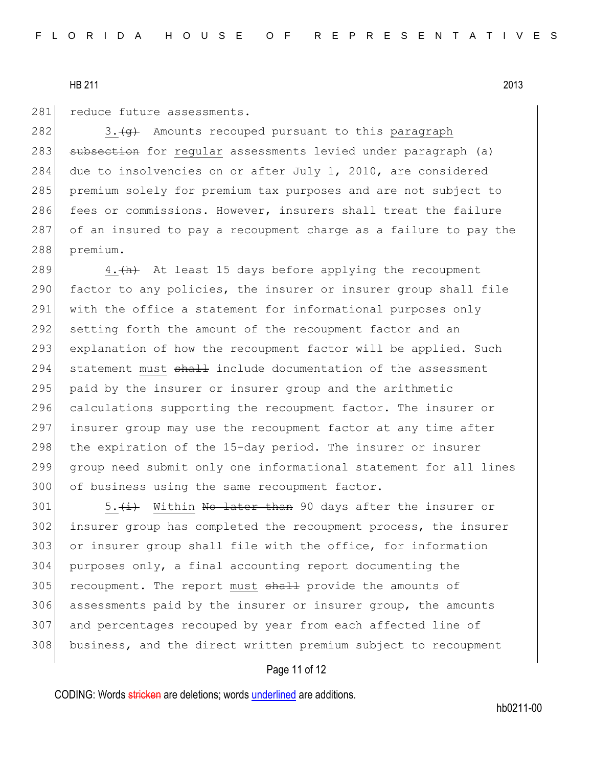reduce future assessments.

3.~~(g)~~ Amounts recouped pursuant to this <u>paragraph</u> ~~subsection~~ for <u>regular</u> assessments levied under paragraph (a) due to insolvencies on or after July 1, 2010, are considered premium solely for premium tax purposes and are not subject to fees or commissions. However, insurers shall treat the failure of an insured to pay a recoupment charge as a failure to pay the premium.

4.~~(h)~~ At least 15 days before applying the recoupment factor to any policies, the insurer or insurer group shall file with the office a statement for informational purposes only setting forth the amount of the recoupment factor and an explanation of how the recoupment factor will be applied. Such statement <u>must</u> ~~shall~~ include documentation of the assessment paid by the insurer or insurer group and the arithmetic calculations supporting the recoupment factor. The insurer or insurer group may use the recoupment factor at any time after the expiration of the 15-day period. The insurer or insurer group need submit only one informational statement for all lines of business using the same recoupment factor.

5.~~(i)~~ <u>Within</u> ~~No later than~~ 90 days after the insurer or insurer group has completed the recoupment process, the insurer or insurer group shall file with the office, for information purposes only, a final accounting report documenting the recoupment. The report <u>must</u> ~~shall~~ provide the amounts of assessments paid by the insurer or insurer group, the amounts and percentages recouped by year from each affected line of business, and the direct written premium subject to recoupment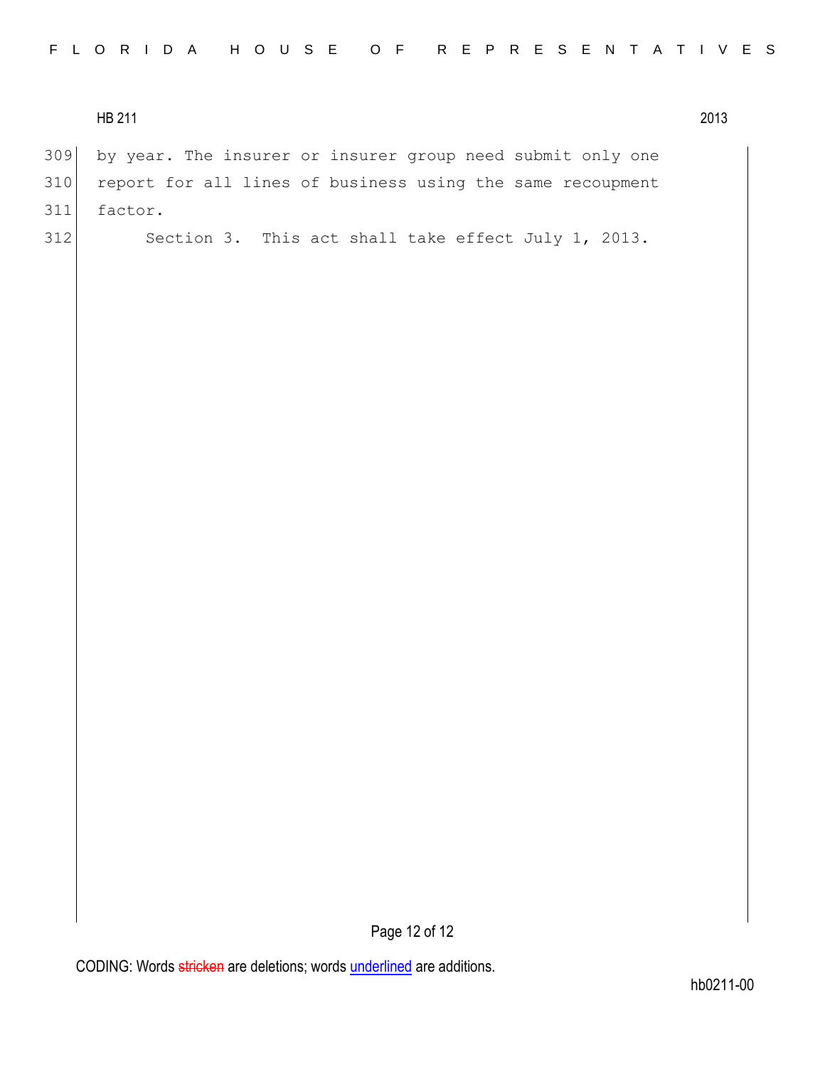by year. The insurer or insurer group need submit only one report for all lines of business using the same recoupment factor.

Section 3. This act shall take effect July 1, 2013.